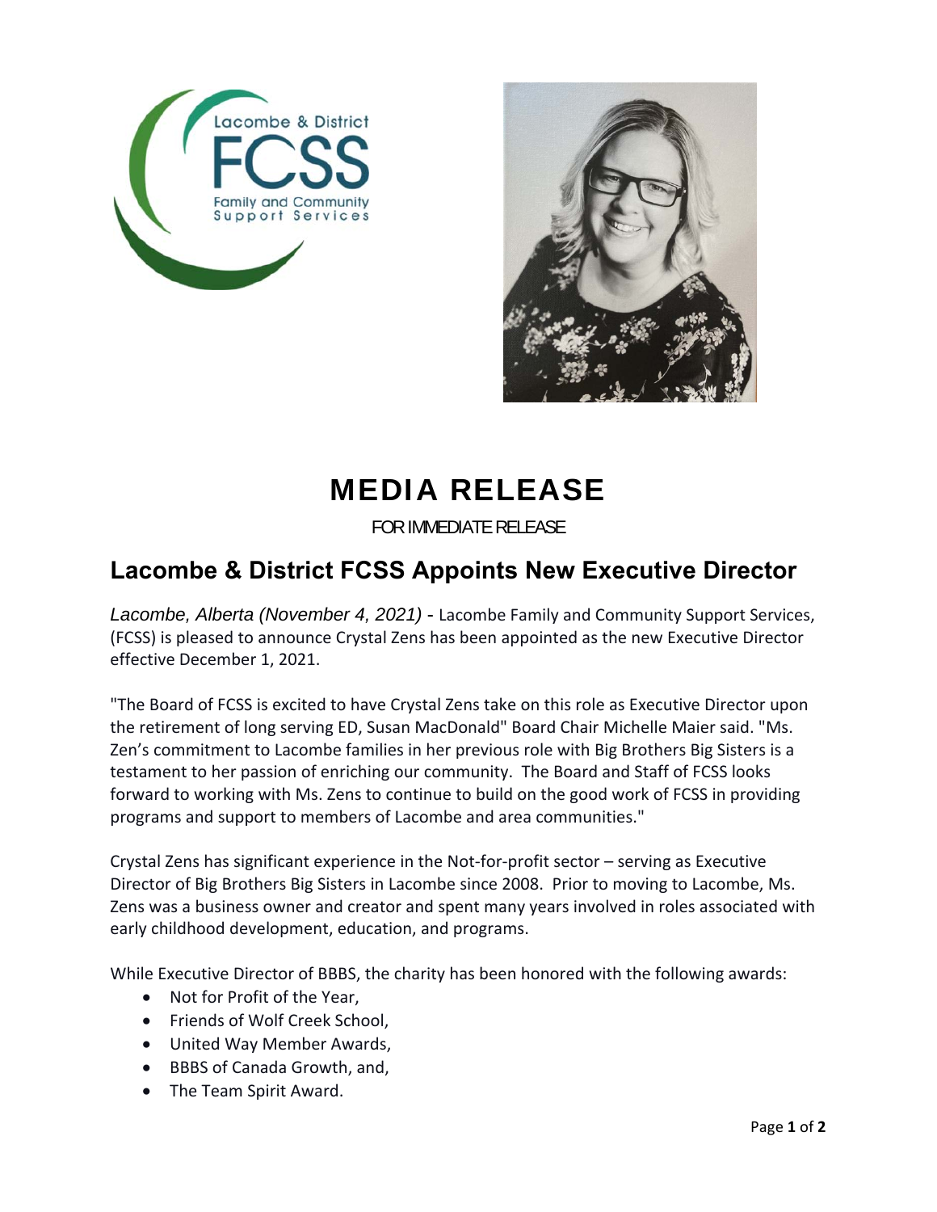# MEDIA RELEASE

FOR IMMEDIATE RELEASE

## Lacombe & District FCSS Appoints New Executive Director

*Lacombe, Alberta (November 4, 2021)* - Lacombe Family and Community Support Services, (FCSS) is pleased to announce Crystal Zens has been appointed as the new Executive Director effective December 1, 2021.

"The Board of FCSS is excited to have Crystal Zens take on this role as Executive Director upon the retirement of long serving ED, Susan MacDonald" Board Chair Michelle Maier said. "Ms. Zen's commitment to Lacombe families in her previous role with Big Brothers Big Sisters is a testament to her passion of enriching our community. The Board and Staff of FCSS looks forward to working with Ms. Zens to continue to build on the good work of FCSS in providing programs and support to members of Lacombe and area communities."

Crystal Zens has significant experience in the Not-for-profit sector – serving as Executive Director of Big Brothers Big Sisters in Lacombe since 2008. Prior to moving to Lacombe, Ms. Zens was a business owner and creator and spent many years involved in roles associated with early childhood development, education, and programs.

While Executive Director of BBBS, the charity has been honored with the following awards:

- Not for Profit of the Year,
- Friends of Wolf Creek School,
- United Way Member Awards,
- BBBS of Canada Growth, and,
- The Team Spirit Award.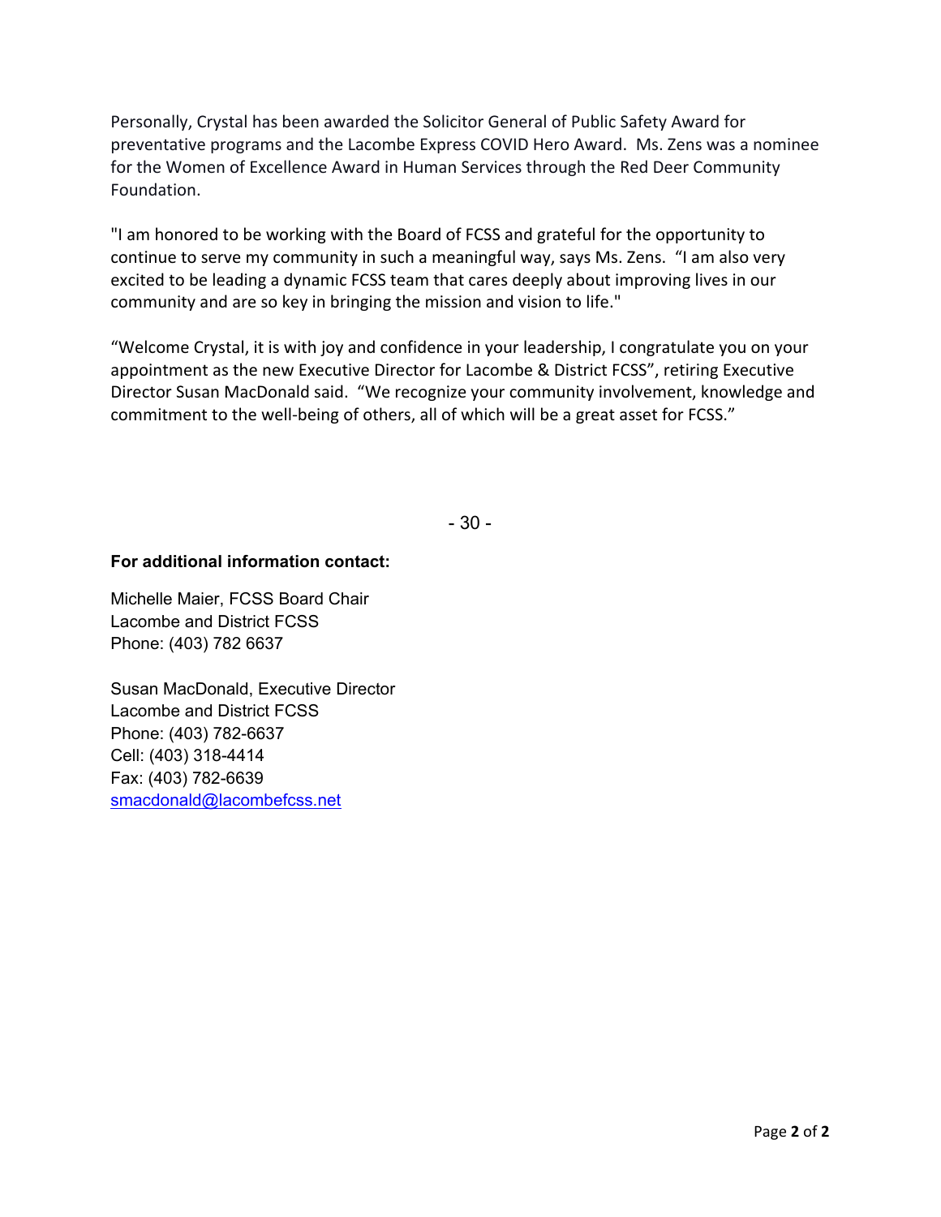Personally, Crystal has been awarded the Solicitor General of Public Safety Award for preventative programs and the Lacombe Express COVID Hero Award. Ms. Zens was a nominee for the Women of Excellence Award in Human Services through the Red Deer Community Foundation.

"I am honored to be working with the Board of FCSS and grateful for the opportunity to continue to serve my community in such a meaningful way, says Ms. Zens. "I am also very excited to be leading a dynamic FCSS team that cares deeply about improving lives in our community and are so key in bringing the mission and vision to life."

"Welcome Crystal, it is with joy and confidence in your leadership, I congratulate you on your appointment as the new Executive Director for Lacombe & District FCSS", retiring Executive Director Susan MacDonald said. "We recognize your community involvement, knowledge and commitment to the well-being of others, all of which will be a great asset for FCSS."

- 30 -

**For additional information contact:**

Michelle Maier, FCSS Board Chair
Lacombe and District FCSS
Phone: (403) 782 6637

Susan MacDonald, Executive Director
Lacombe and District FCSS
Phone: (403) 782-6637
Cell: (403) 318-4414
Fax: (403) 782-6639
smacdonald@lacombefcss.net